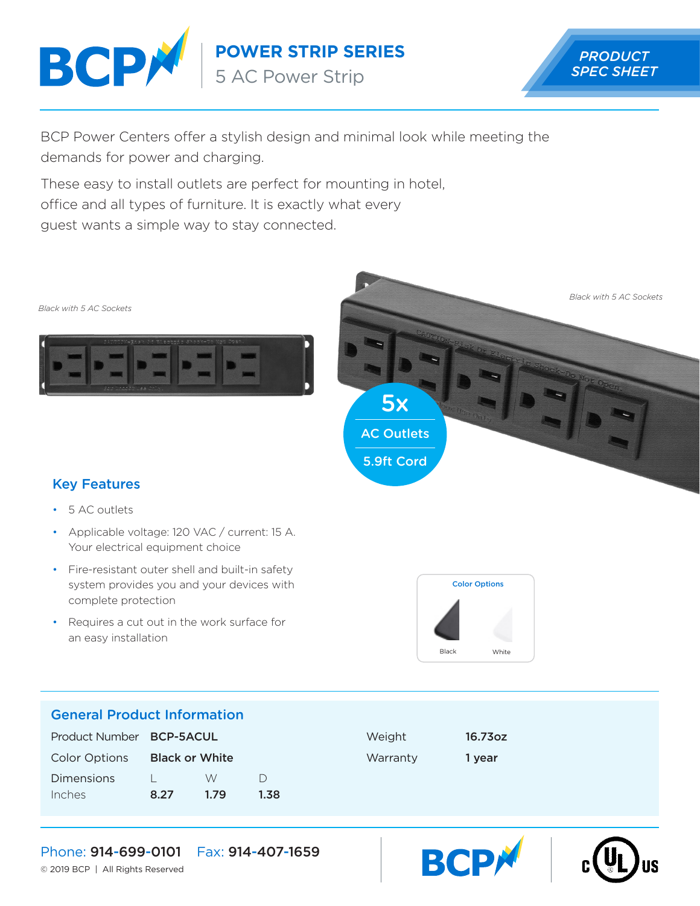# POWER STRIP SERIES

## 5 AC Power Strip

PRODUCT SPEC SHEET

BCP Power Centers offer a stylish design and minimal look while meeting the demands for power and charging.

These easy to install outlets are perfect for mounting in hotel, office and all types of furniture. It is exactly what every guest wants a simple way to stay connected.

*Black with 5 AC Sockets*

*Black with 5 AC Sockets*

5x AC Outlets

5.9ft Cord

### Key Features

- 5 AC outlets
- Applicable voltage: 120 VAC / current: 15 A. Your electrical equipment choice
- Fire-resistant outer shell and built-in safety system provides you and your devices with complete protection
- Requires a cut out in the work surface for an easy installation

Color Options

Black White

### General Product Information

| | | | | | |
|---|---|---|---|---|---|
| Product Number | **BCP-5ACUL** | | | Weight | **16.73oz** |
| Color Options | **Black or White** | | | Warranty | **1 year** |
| Dimensions | L | W | D | | |
| Inches | **8.27** | **1.79** | **1.38** | | |

Phone: **914-699-0101** Fax: **914-407-1659**

© 2019 BCP | All Rights Reserved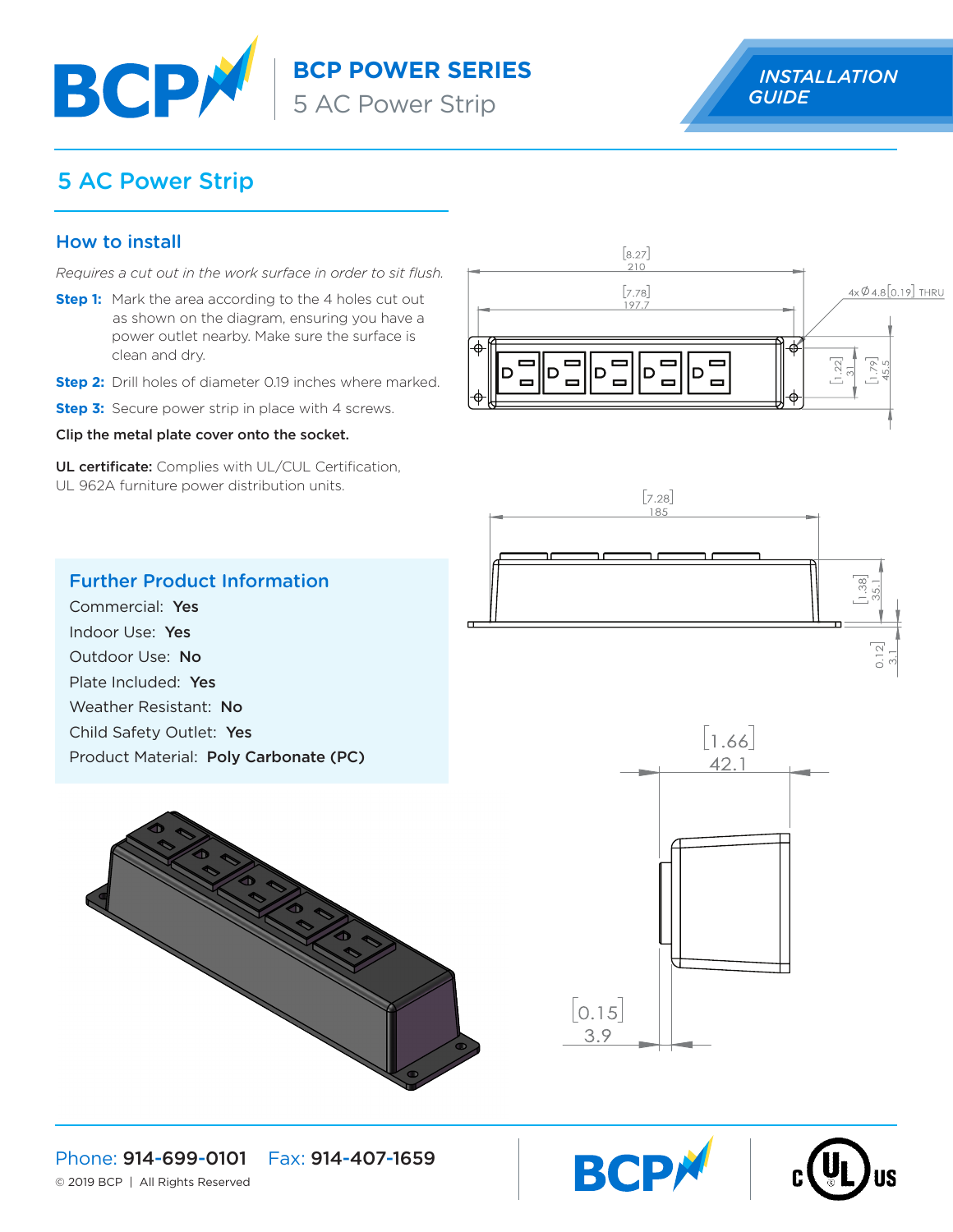# BCP POWER SERIES

5 AC Power Strip

*INSTALLATION GUIDE*

## 5 AC Power Strip

### How to install

*Requires a cut out in the work surface in order to sit flush.*

**Step 1:** Mark the area according to the 4 holes cut out as shown on the diagram, ensuring you have a power outlet nearby. Make sure the surface is clean and dry.

**Step 2:** Drill holes of diameter 0.19 inches where marked.

**Step 3:** Secure power strip in place with 4 screws.

**Clip the metal plate cover onto the socket.**

**UL certificate:** Complies with UL/CUL Certification, UL 962A furniture power distribution units.

[8.27]
210

[7.78]
197.7

4x Ø 4.8 [0.19] THRU

[1.22]
31

[1.79]
45.5

[7.28]
185

[1.38]
35.1

[0.12]
3.1

[1.66]
42.1

[0.15]
3.9

### Further Product Information

Commercial: **Yes**

Indoor Use: **Yes**

Outdoor Use: **No**

Plate Included: **Yes**

Weather Resistant: **No**

Child Safety Outlet: **Yes**

Product Material: **Poly Carbonate (PC)**

Phone: **914-699-0101** Fax: **914-407-1659**

© 2019 BCP | All Rights Reserved